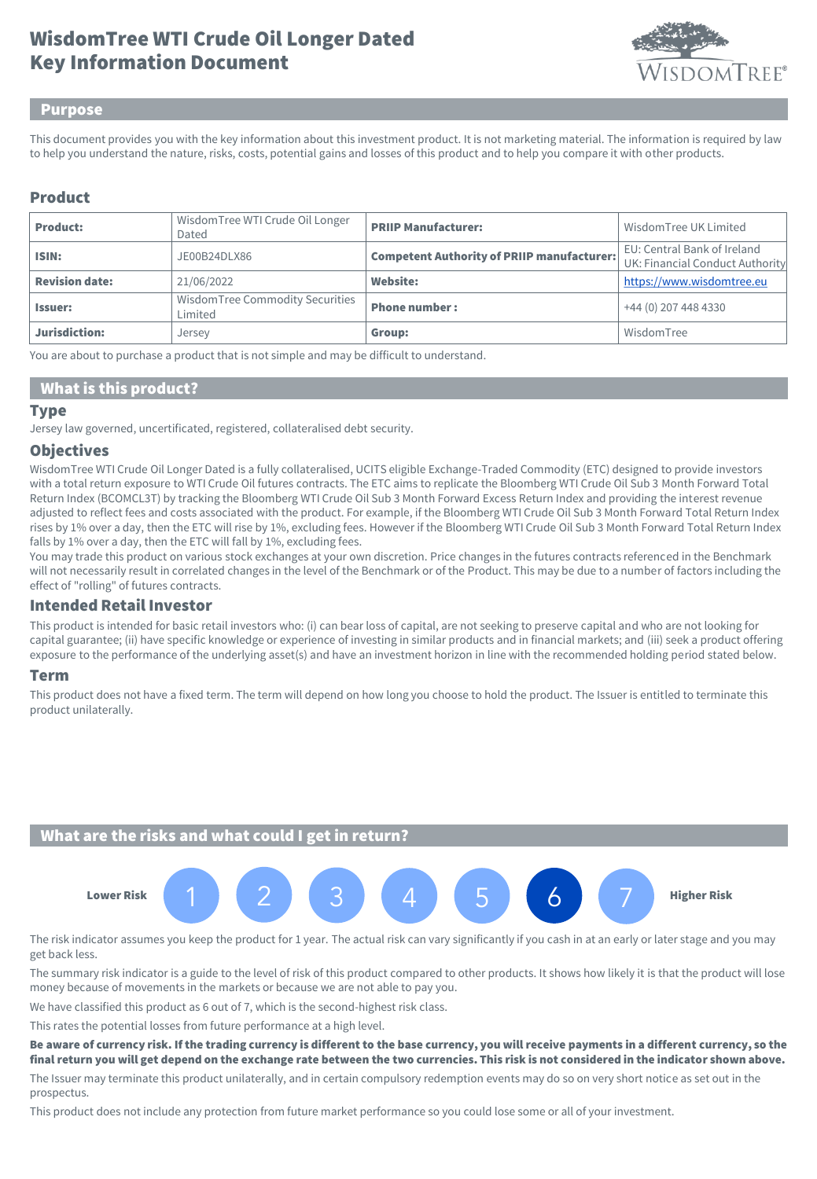# WisdomTree WTI Crude Oil Longer Dated
# Key Information Document

## Purpose

This document provides you with the key information about this investment product. It is not marketing material. The information is required by law to help you understand the nature, risks, costs, potential gains and losses of this product and to help you compare it with other products.

## Product

| **Product:** | WisdomTree WTI Crude Oil Longer Dated | **PRIIP Manufacturer:** | WisdomTree UK Limited |
|---|---|---|---|
| **ISIN:** | JE00B24DLX86 | **Competent Authority of PRIIP manufacturer:** | EU: Central Bank of Ireland<br>UK: Financial Conduct Authority |
| **Revision date:** | 21/06/2022 | **Website:** | https://www.wisdomtree.eu |
| **Issuer:** | WisdomTree Commodity Securities Limited | **Phone number :** | +44 (0) 207 448 4330 |
| **Jurisdiction:** | Jersey | **Group:** | WisdomTree |

You are about to purchase a product that is not simple and may be difficult to understand.

## What is this product?

### Type

Jersey law governed, uncertificated, registered, collateralised debt security.

### Objectives

WisdomTree WTI Crude Oil Longer Dated is a fully collateralised, UCITS eligible Exchange-Traded Commodity (ETC) designed to provide investors with a total return exposure to WTI Crude Oil futures contracts. The ETC aims to replicate the Bloomberg WTI Crude Oil Sub 3 Month Forward Total Return Index (BCOMCL3T) by tracking the Bloomberg WTI Crude Oil Sub 3 Month Forward Excess Return Index and providing the interest revenue adjusted to reflect fees and costs associated with the product. For example, if the Bloomberg WTI Crude Oil Sub 3 Month Forward Total Return Index rises by 1% over a day, then the ETC will rise by 1%, excluding fees. However if the Bloomberg WTI Crude Oil Sub 3 Month Forward Total Return Index falls by 1% over a day, then the ETC will fall by 1%, excluding fees.

You may trade this product on various stock exchanges at your own discretion. Price changes in the futures contracts referenced in the Benchmark will not necessarily result in correlated changes in the level of the Benchmark or of the Product. This may be due to a number of factors including the effect of "rolling" of futures contracts.

### Intended Retail Investor

This product is intended for basic retail investors who: (i) can bear loss of capital, are not seeking to preserve capital and who are not looking for capital guarantee; (ii) have specific knowledge or experience of investing in similar products and in financial markets; and (iii) seek a product offering exposure to the performance of the underlying asset(s) and have an investment horizon in line with the recommended holding period stated below.

### Term

This product does not have a fixed term. The term will depend on how long you choose to hold the product. The Issuer is entitled to terminate this product unilaterally.

## What are the risks and what could I get in return?

Lower Risk 1 2 3 4 5 **6** 7 Higher Risk

The risk indicator assumes you keep the product for 1 year. The actual risk can vary significantly if you cash in at an early or later stage and you may get back less.

The summary risk indicator is a guide to the level of risk of this product compared to other products. It shows how likely it is that the product will lose money because of movements in the markets or because we are not able to pay you.

We have classified this product as 6 out of 7, which is the second-highest risk class.

This rates the potential losses from future performance at a high level.

**Be aware of currency risk. If the trading currency is different to the base currency, you will receive payments in a different currency, so the final return you will get depend on the exchange rate between the two currencies. This risk is not considered in the indicator shown above.**

The Issuer may terminate this product unilaterally, and in certain compulsory redemption events may do so on very short notice as set out in the prospectus.

This product does not include any protection from future market performance so you could lose some or all of your investment.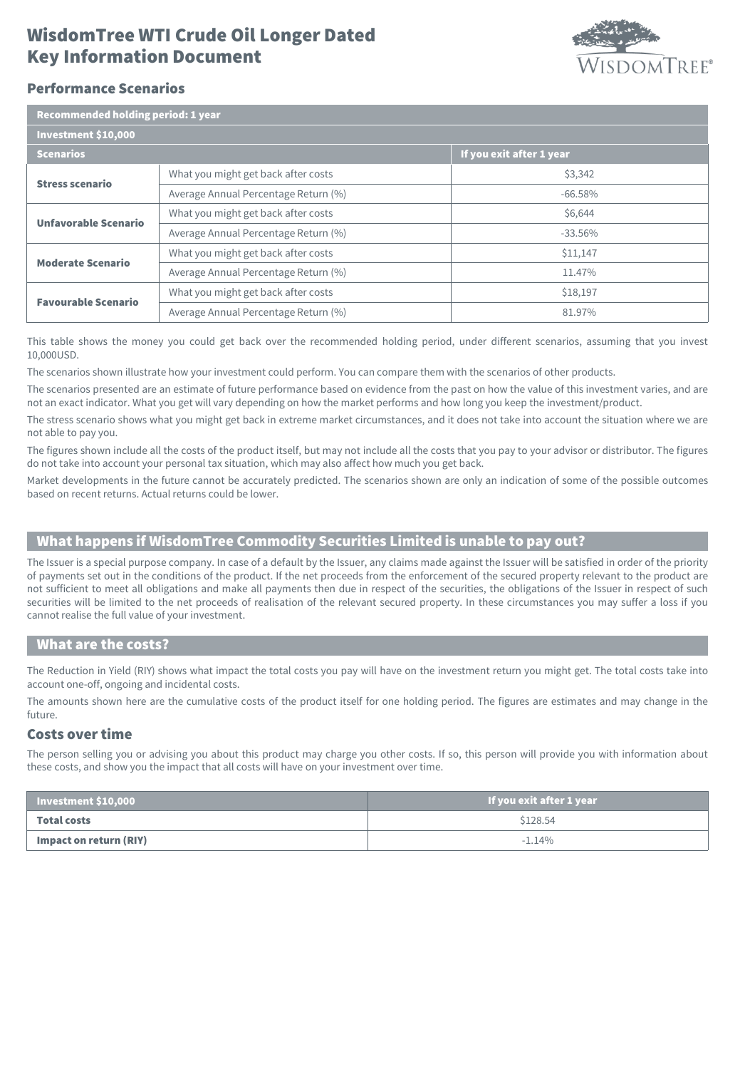# WisdomTree WTI Crude Oil Longer Dated Key Information Document

## Performance Scenarios

| Recommended holding period: 1 year | | |
|---|---|---|
| **Investment $10,000** | | |
| **Scenarios** | | **If you exit after 1 year** |
| **Stress scenario** | What you might get back after costs | $3,342 |
| | Average Annual Percentage Return (%) | -66.58% |
| **Unfavorable Scenario** | What you might get back after costs | $6,644 |
| | Average Annual Percentage Return (%) | -33.56% |
| **Moderate Scenario** | What you might get back after costs | $11,147 |
| | Average Annual Percentage Return (%) | 11.47% |
| **Favourable Scenario** | What you might get back after costs | $18,197 |
| | Average Annual Percentage Return (%) | 81.97% |

This table shows the money you could get back over the recommended holding period, under different scenarios, assuming that you invest 10,000USD.

The scenarios shown illustrate how your investment could perform. You can compare them with the scenarios of other products.

The scenarios presented are an estimate of future performance based on evidence from the past on how the value of this investment varies, and are not an exact indicator. What you get will vary depending on how the market performs and how long you keep the investment/product.

The stress scenario shows what you might get back in extreme market circumstances, and it does not take into account the situation where we are not able to pay you.

The figures shown include all the costs of the product itself, but may not include all the costs that you pay to your advisor or distributor. The figures do not take into account your personal tax situation, which may also affect how much you get back.

Market developments in the future cannot be accurately predicted. The scenarios shown are only an indication of some of the possible outcomes based on recent returns. Actual returns could be lower.

## What happens if WisdomTree Commodity Securities Limited is unable to pay out?

The Issuer is a special purpose company. In case of a default by the Issuer, any claims made against the Issuer will be satisfied in order of the priority of payments set out in the conditions of the product. If the net proceeds from the enforcement of the secured property relevant to the product are not sufficient to meet all obligations and make all payments then due in respect of the securities, the obligations of the Issuer in respect of such securities will be limited to the net proceeds of realisation of the relevant secured property. In these circumstances you may suffer a loss if you cannot realise the full value of your investment.

## What are the costs?

The Reduction in Yield (RIY) shows what impact the total costs you pay will have on the investment return you might get. The total costs take into account one-off, ongoing and incidental costs.

The amounts shown here are the cumulative costs of the product itself for one holding period. The figures are estimates and may change in the future.

### Costs over time

The person selling you or advising you about this product may charge you other costs. If so, this person will provide you with information about these costs, and show you the impact that all costs will have on your investment over time.

| Investment $10,000 | If you exit after 1 year |
|---|---|
| **Total costs** | $128.54 |
| **Impact on return (RIY)** | -1.14% |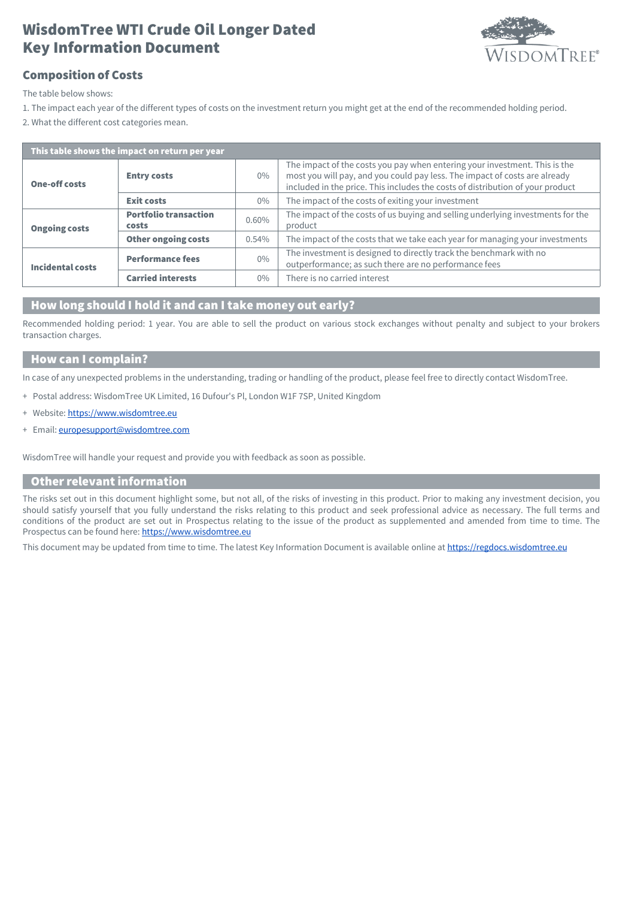# WisdomTree WTI Crude Oil Longer Dated Key Information Document

## Composition of Costs

The table below shows:

1. The impact each year of the different types of costs on the investment return you might get at the end of the recommended holding period.
2. What the different cost categories mean.

| This table shows the impact on return per year | | | |
|---|---|---|---|
| **One-off costs** | **Entry costs** | 0% | The impact of the costs you pay when entering your investment. This is the most you will pay, and you could pay less. The impact of costs are already included in the price. This includes the costs of distribution of your product |
| | **Exit costs** | 0% | The impact of the costs of exiting your investment |
| **Ongoing costs** | **Portfolio transaction costs** | 0.60% | The impact of the costs of us buying and selling underlying investments for the product |
| | **Other ongoing costs** | 0.54% | The impact of the costs that we take each year for managing your investments |
| **Incidental costs** | **Performance fees** | 0% | The investment is designed to directly track the benchmark with no outperformance; as such there are no performance fees |
| | **Carried interests** | 0% | There is no carried interest |

## How long should I hold it and can I take money out early?

Recommended holding period: 1 year. You are able to sell the product on various stock exchanges without penalty and subject to your brokers transaction charges.

## How can I complain?

In case of any unexpected problems in the understanding, trading or handling of the product, please feel free to directly contact WisdomTree.

+ Postal address: WisdomTree UK Limited, 16 Dufour's Pl, London W1F 7SP, United Kingdom
+ Website: https://www.wisdomtree.eu
+ Email: europesupport@wisdomtree.com

WisdomTree will handle your request and provide you with feedback as soon as possible.

## Other relevant information

The risks set out in this document highlight some, but not all, of the risks of investing in this product. Prior to making any investment decision, you should satisfy yourself that you fully understand the risks relating to this product and seek professional advice as necessary. The full terms and conditions of the product are set out in Prospectus relating to the issue of the product as supplemented and amended from time to time. The Prospectus can be found here: https://www.wisdomtree.eu

This document may be updated from time to time. The latest Key Information Document is available online at https://regdocs.wisdomtree.eu